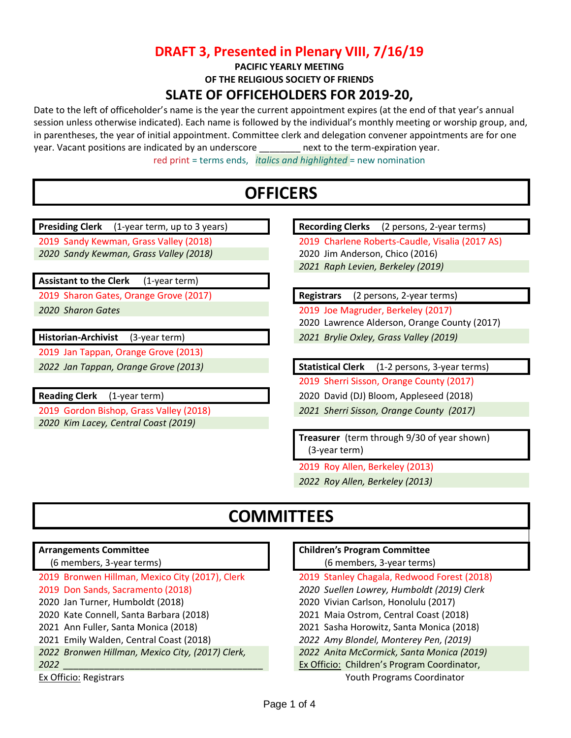# DRAFT 3, Presented in Plenary VIII, 7/16/19

**PACIFIC YEARLY MEETING**
**OF THE RELIGIOUS SOCIETY OF FRIENDS**

## SLATE OF OFFICEHOLDERS FOR 2019-20,

Date to the left of officeholder's name is the year the current appointment expires (at the end of that year's annual session unless otherwise indicated). Each name is followed by the individual's monthly meeting or worship group, and, in parentheses, the year of initial appointment. Committee clerk and delegation convener appointments are for one year. Vacant positions are indicated by an underscore ________ next to the term-expiration year.

red print = terms ends, *italics and highlighted* = new nomination

# OFFICERS

**Presiding Clerk** (1-year term, up to 3 years)

2019 Sandy Kewman, Grass Valley (2018)
*2020 Sandy Kewman, Grass Valley (2018)*

**Assistant to the Clerk** (1-year term)

2019 Sharon Gates, Orange Grove (2017)
*2020 Sharon Gates*

**Historian-Archivist** (3-year term)

2019 Jan Tappan, Orange Grove (2013)
*2022 Jan Tappan, Orange Grove (2013)*

**Reading Clerk** (1-year term)

2019 Gordon Bishop, Grass Valley (2018)
*2020 Kim Lacey, Central Coast (2019)*

**Recording Clerks** (2 persons, 2-year terms)

2019 Charlene Roberts-Caudle, Visalia (2017 AS)
2020 Jim Anderson, Chico (2016)
*2021 Raph Levien, Berkeley (2019)*

**Registrars** (2 persons, 2-year terms)

2019 Joe Magruder, Berkeley (2017)
2020 Lawrence Alderson, Orange County (2017)
*2021 Brylie Oxley, Grass Valley (2019)*

**Statistical Clerk** (1-2 persons, 3-year terms)

2019 Sherri Sisson, Orange County (2017)
2020 David (DJ) Bloom, Appleseed (2018)
*2021 Sherri Sisson, Orange County (2017)*

**Treasurer** (term through 9/30 of year shown) (3-year term)

2019 Roy Allen, Berkeley (2013)
*2022 Roy Allen, Berkeley (2013)*

# COMMITTEES

**Arrangements Committee** (6 members, 3-year terms)

2019 Bronwen Hillman, Mexico City (2017), Clerk
2019 Don Sands, Sacramento (2018)
2020 Jan Turner, Humboldt (2018)
2020 Kate Connell, Santa Barbara (2018)
2021 Ann Fuller, Santa Monica (2018)
2021 Emily Walden, Central Coast (2018)
*2022 Bronwen Hillman, Mexico City, (2017) Clerk,*
*2022 ________________________________*

Ex Officio: Registrars

**Children's Program Committee** (6 members, 3-year terms)

2019 Stanley Chagala, Redwood Forest (2018)
*2020 Suellen Lowrey, Humboldt (2019) Clerk*
2020 Vivian Carlson, Honolulu (2017)
2021 Maia Ostrom, Central Coast (2018)
2021 Sasha Horowitz, Santa Monica (2018)
*2022 Amy Blondel, Monterey Pen, (2019)*
*2022 Anita McCormick, Santa Monica (2019)*

Ex Officio: Children's Program Coordinator, Youth Programs Coordinator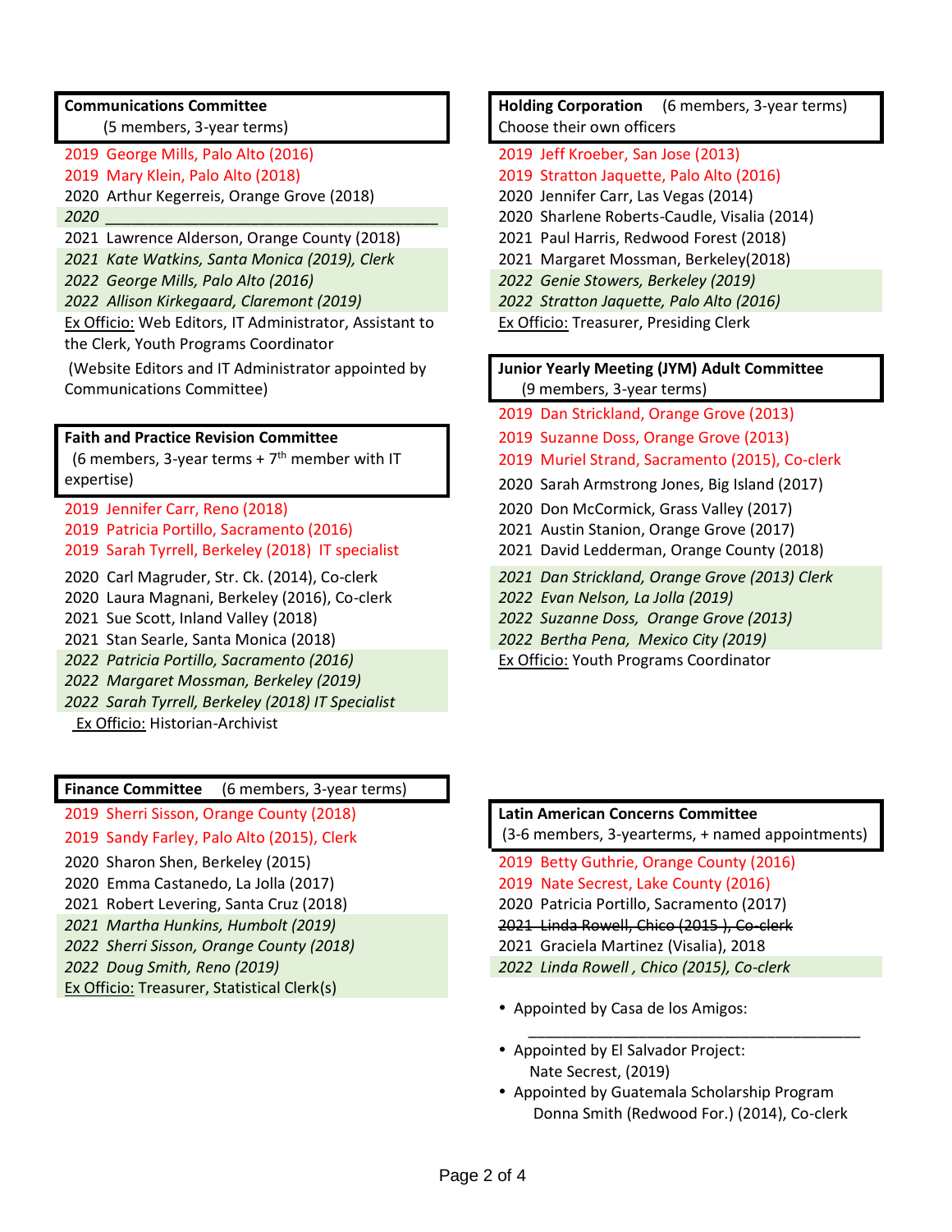**Communications Committee**
(5 members, 3-year terms)

2019 George Mills, Palo Alto (2016)
2019 Mary Klein, Palo Alto (2018)
2020 Arthur Kegerreis, Orange Grove (2018)
*2020 ________________________________________*
2021 Lawrence Alderson, Orange County (2018)
*2021 Kate Watkins, Santa Monica (2019), Clerk*
*2022 George Mills, Palo Alto (2016)*
*2022 Allison Kirkegaard, Claremont (2019)*

Ex Officio: Web Editors, IT Administrator, Assistant to the Clerk, Youth Programs Coordinator

(Website Editors and IT Administrator appointed by Communications Committee)

**Faith and Practice Revision Committee**
(6 members, 3-year terms + 7th member with IT expertise)

2019 Jennifer Carr, Reno (2018)
2019 Patricia Portillo, Sacramento (2016)
2019 Sarah Tyrrell, Berkeley (2018) IT specialist
2020 Carl Magruder, Str. Ck. (2014), Co-clerk
2020 Laura Magnani, Berkeley (2016), Co-clerk
2021 Sue Scott, Inland Valley (2018)
2021 Stan Searle, Santa Monica (2018)
*2022 Patricia Portillo, Sacramento (2016)*
*2022 Margaret Mossman, Berkeley (2019)*
*2022 Sarah Tyrrell, Berkeley (2018) IT Specialist*

Ex Officio: Historian-Archivist

**Finance Committee** (6 members, 3-year terms)

2019 Sherri Sisson, Orange County (2018)
2019 Sandy Farley, Palo Alto (2015), Clerk
2020 Sharon Shen, Berkeley (2015)
2020 Emma Castanedo, La Jolla (2017)
2021 Robert Levering, Santa Cruz (2018)
*2021 Martha Hunkins, Humbolt (2019)*
*2022 Sherri Sisson, Orange County (2018)*
*2022 Doug Smith, Reno (2019)*

Ex Officio: Treasurer, Statistical Clerk(s)

**Holding Corporation** (6 members, 3-year terms)
Choose their own officers

2019 Jeff Kroeber, San Jose (2013)
2019 Stratton Jaquette, Palo Alto (2016)
2020 Jennifer Carr, Las Vegas (2014)
2020 Sharlene Roberts-Caudle, Visalia (2014)
2021 Paul Harris, Redwood Forest (2018)
2021 Margaret Mossman, Berkeley(2018)
*2022 Genie Stowers, Berkeley (2019)*
*2022 Stratton Jaquette, Palo Alto (2016)*

Ex Officio: Treasurer, Presiding Clerk

**Junior Yearly Meeting (JYM) Adult Committee**
(9 members, 3-year terms)

2019 Dan Strickland, Orange Grove (2013)
2019 Suzanne Doss, Orange Grove (2013)
2019 Muriel Strand, Sacramento (2015), Co-clerk
2020 Sarah Armstrong Jones, Big Island (2017)
2020 Don McCormick, Grass Valley (2017)
2021 Austin Stanion, Orange Grove (2017)
2021 David Ledderman, Orange County (2018)
*2021 Dan Strickland, Orange Grove (2013) Clerk*
*2022 Evan Nelson, La Jolla (2019)*
*2022 Suzanne Doss, Orange Grove (2013)*
*2022 Bertha Pena, Mexico City (2019)*

Ex Officio: Youth Programs Coordinator

**Latin American Concerns Committee**
(3-6 members, 3-yearterms, + named appointments)

2019 Betty Guthrie, Orange County (2016)
2019 Nate Secrest, Lake County (2016)
2020 Patricia Portillo, Sacramento (2017)
~~2021 Linda Rowell, Chico (2015 ), Co-clerk~~
2021 Graciela Martinez (Visalia), 2018
*2022 Linda Rowell , Chico (2015), Co-clerk*

- Appointed by Casa de los Amigos: ________________________________________
- Appointed by El Salvador Project: Nate Secrest, (2019)
- Appointed by Guatemala Scholarship Program Donna Smith (Redwood For.) (2014), Co-clerk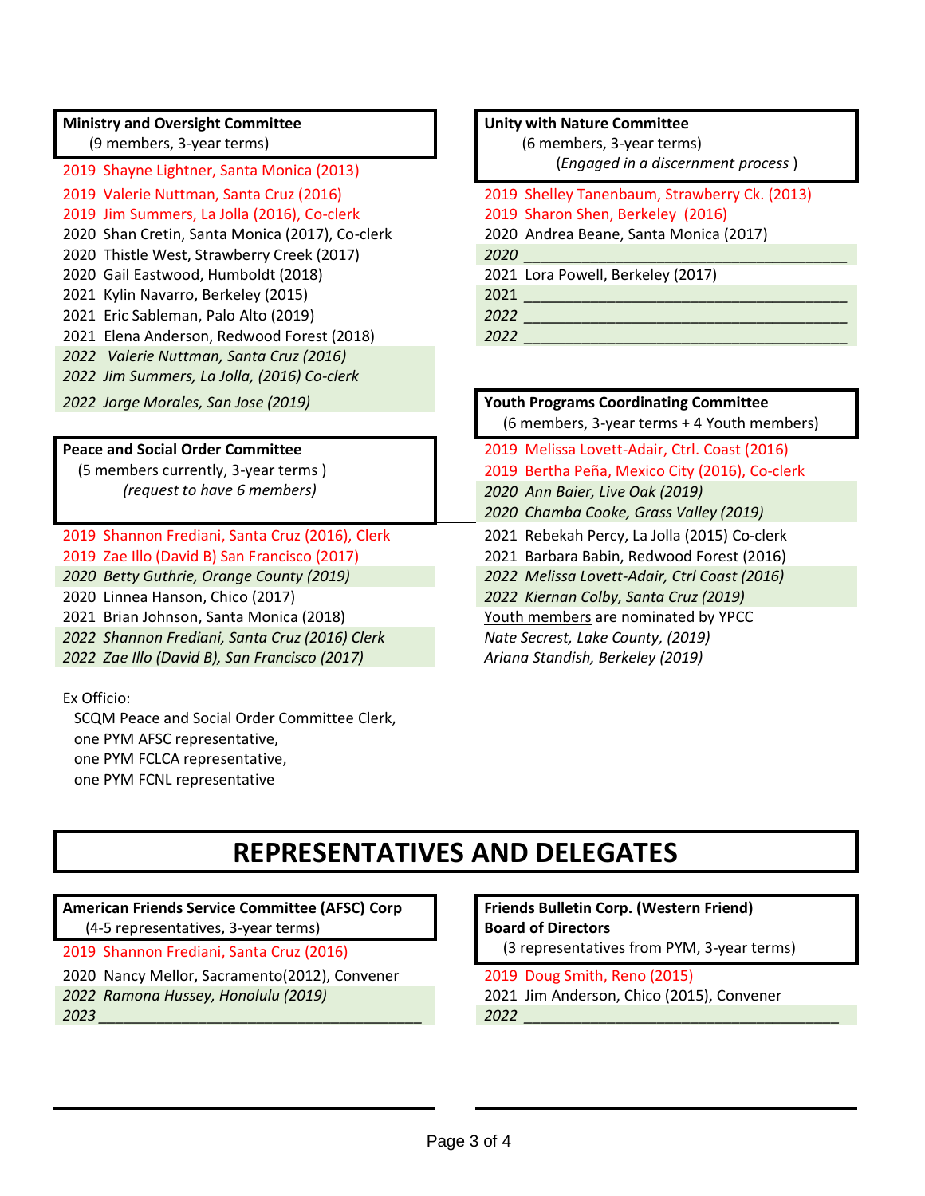**Ministry and Oversight Committee**
(9 members, 3-year terms)

2019 Shayne Lightner, Santa Monica (2013)
2019 Valerie Nuttman, Santa Cruz (2016)
2019 Jim Summers, La Jolla (2016), Co-clerk
2020 Shan Cretin, Santa Monica (2017), Co-clerk
2020 Thistle West, Strawberry Creek (2017)
2020 Gail Eastwood, Humboldt (2018)
2021 Kylin Navarro, Berkeley (2015)
2021 Eric Sableman, Palo Alto (2019)
2021 Elena Anderson, Redwood Forest (2018)
*2022 Valerie Nuttman, Santa Cruz (2016)*
*2022 Jim Summers, La Jolla, (2016) Co-clerk*
*2022 Jorge Morales, San Jose (2019)*

**Peace and Social Order Committee**
(5 members currently, 3-year terms )
*(request to have 6 members)*

2019 Shannon Frediani, Santa Cruz (2016), Clerk
2019 Zae Illo (David B) San Francisco (2017)
*2020 Betty Guthrie, Orange County (2019)*
2020 Linnea Hanson, Chico (2017)
2021 Brian Johnson, Santa Monica (2018)
*2022 Shannon Frediani, Santa Cruz (2016) Clerk*
*2022 Zae Illo (David B), San Francisco (2017)*

Ex Officio:
SCQM Peace and Social Order Committee Clerk,
one PYM AFSC representative,
one PYM FCLCA representative,
one PYM FCNL representative

**Unity with Nature Committee**
(6 members, 3-year terms)
(*Engaged in a discernment process* )

2019 Shelley Tanenbaum, Strawberry Ck. (2013)
2019 Sharon Shen, Berkeley (2016)
2020 Andrea Beane, Santa Monica (2017)
*2020* ______________________________________
2021 Lora Powell, Berkeley (2017)
2021 ______________________________________
*2022* ______________________________________
*2022* ______________________________________

**Youth Programs Coordinating Committee**
(6 members, 3-year terms + 4 Youth members)

2019 Melissa Lovett-Adair, Ctrl. Coast (2016)
2019 Bertha Peña, Mexico City (2016), Co-clerk
*2020 Ann Baier, Live Oak (2019)*
*2020 Chamba Cooke, Grass Valley (2019)*
2021 Rebekah Percy, La Jolla (2015) Co-clerk
2021 Barbara Babin, Redwood Forest (2016)
*2022 Melissa Lovett-Adair, Ctrl Coast (2016)*
*2022 Kiernan Colby, Santa Cruz (2019)*
Youth members are nominated by YPCC
*Nate Secrest, Lake County, (2019)*
*Ariana Standish, Berkeley (2019)*

# REPRESENTATIVES AND DELEGATES

**American Friends Service Committee (AFSC) Corp**
(4-5 representatives, 3-year terms)

2019 Shannon Frediani, Santa Cruz (2016)
2020 Nancy Mellor, Sacramento(2012), Convener
*2022 Ramona Hussey, Honolulu (2019)*
*2023* ______________________________________

**Friends Bulletin Corp. (Western Friend)**
**Board of Directors**
(3 representatives from PYM, 3-year terms)

2019 Doug Smith, Reno (2015)
2021 Jim Anderson, Chico (2015), Convener
*2022* ______________________________________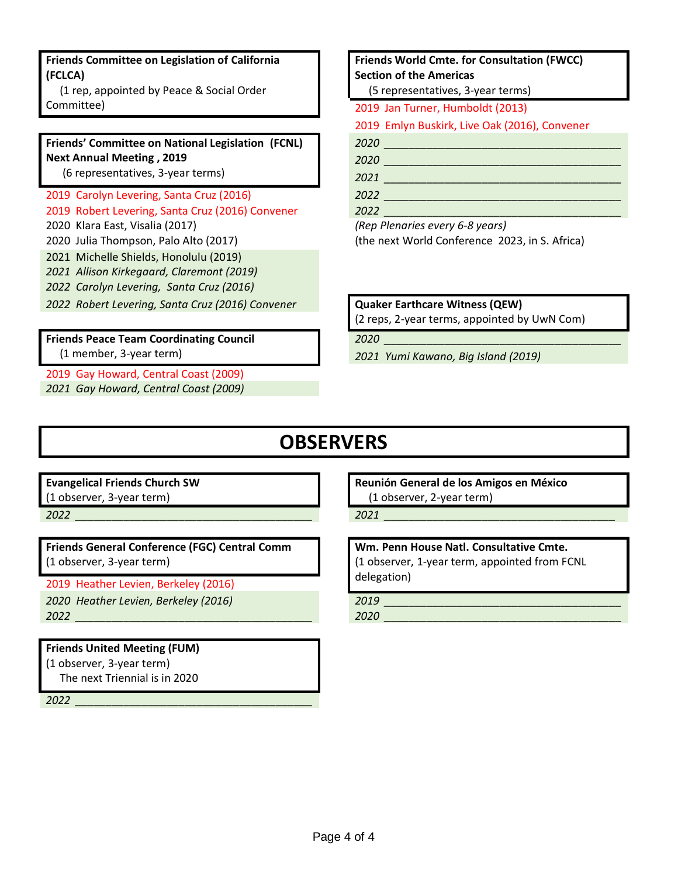**Friends Committee on Legislation of California (FCLCA)**
(1 rep, appointed by Peace & Social Order Committee)

**Friends' Committee on National Legislation (FCNL)**
**Next Annual Meeting , 2019**
(6 representatives, 3-year terms)

2019 Carolyn Levering, Santa Cruz (2016)
2019 Robert Levering, Santa Cruz (2016) Convener
2020 Klara East, Visalia (2017)
2020 Julia Thompson, Palo Alto (2017)
2021 Michelle Shields, Honolulu (2019)
*2021 Allison Kirkegaard, Claremont (2019)*
*2022 Carolyn Levering, Santa Cruz (2016)*
*2022 Robert Levering, Santa Cruz (2016) Convener*

**Friends Peace Team Coordinating Council**
(1 member, 3-year term)

2019 Gay Howard, Central Coast (2009)
*2021 Gay Howard, Central Coast (2009)*

**Friends World Cmte. for Consultation (FWCC) Section of the Americas**
(5 representatives, 3-year terms)

2019 Jan Turner, Humboldt (2013)
2019 Emlyn Buskirk, Live Oak (2016), Convener
*2020 ___________________________________*
*2020 ___________________________________*
*2021 ___________________________________*
*2022 ___________________________________*
*2022 ___________________________________*
*(Rep Plenaries every 6-8 years)*
(the next World Conference 2023, in S. Africa)

**Quaker Earthcare Witness (QEW)**
(2 reps, 2-year terms, appointed by UwN Com)

*2020 ___________________________________*
*2021 Yumi Kawano, Big Island (2019)*

# OBSERVERS

**Evangelical Friends Church SW**
(1 observer, 3-year term)

*2022 ___________________________________*

**Friends General Conference (FGC) Central Comm**
(1 observer, 3-year term)

2019 Heather Levien, Berkeley (2016)
*2020 Heather Levien, Berkeley (2016)*
*2022 ___________________________________*

**Friends United Meeting (FUM)**
(1 observer, 3-year term)
The next Triennial is in 2020

*2022 ___________________________________*

**Reunión General de los Amigos en México**
(1 observer, 2-year term)

*2021 ___________________________________*

**Wm. Penn House Natl. Consultative Cmte.**
(1 observer, 1-year term, appointed from FCNL delegation)

*2019 ___________________________________*
*2020 ___________________________________*